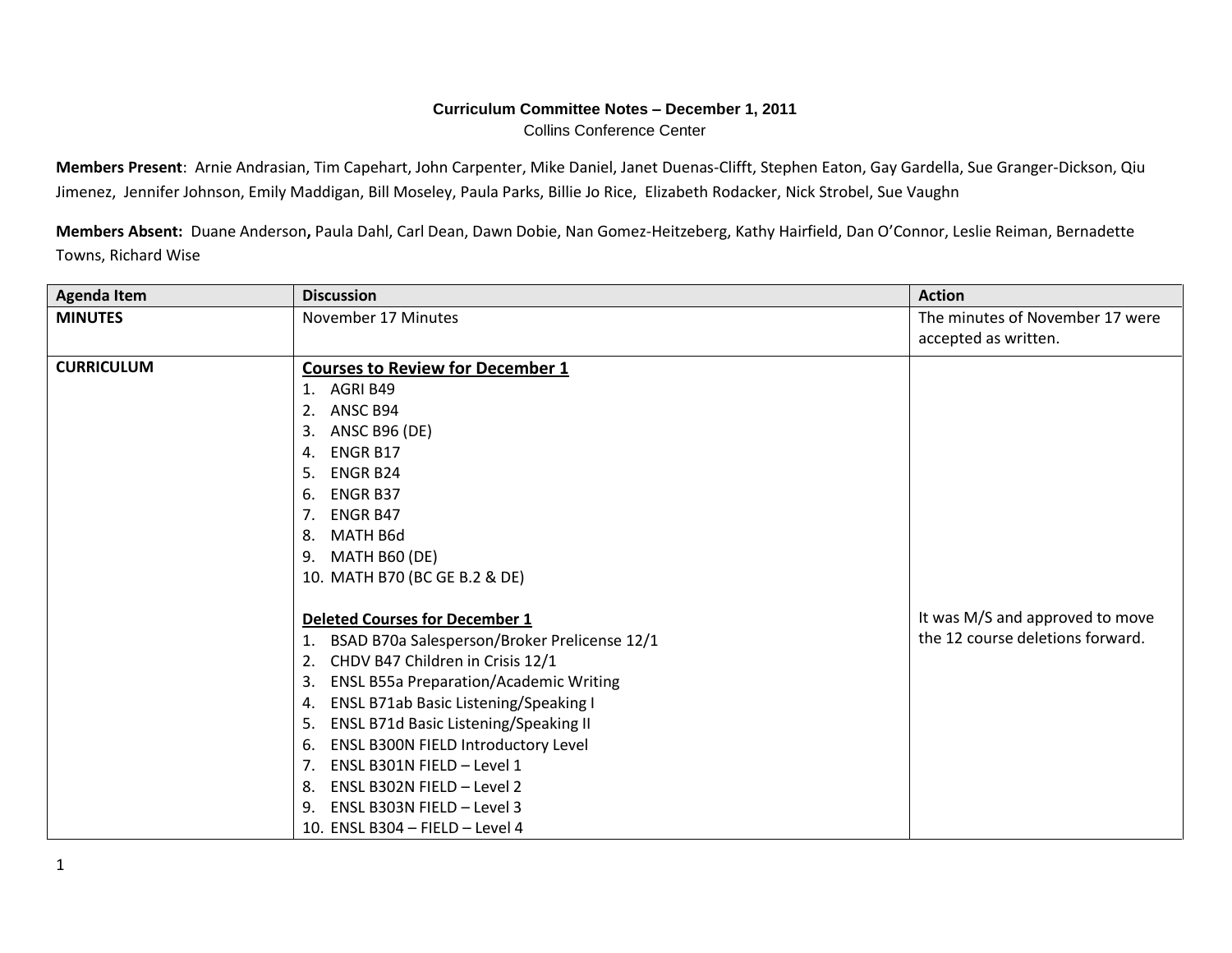**Curriculum Committee Notes – December 1, 2011**

Collins Conference Center

**Members Present**: Arnie Andrasian, Tim Capehart, John Carpenter, Mike Daniel, Janet Duenas-Clifft, Stephen Eaton, Gay Gardella, Sue Granger-Dickson, Qiu Jimenez, Jennifer Johnson, Emily Maddigan, Bill Moseley, Paula Parks, Billie Jo Rice, Elizabeth Rodacker, Nick Strobel, Sue Vaughn

**Members Absent:** Duane Anderson**,** Paula Dahl, Carl Dean, Dawn Dobie, Nan Gomez-Heitzeberg, Kathy Hairfield, Dan O'Connor, Leslie Reiman, Bernadette Towns, Richard Wise

| Agenda Item | Discussion | Action |
|---|---|---|
| **MINUTES** | November 17 Minutes | The minutes of November 17 were accepted as written. |
| **CURRICULUM** | **Courses to Review for December 1**<br>1. AGRI B49<br>2. ANSC B94<br>3. ANSC B96 (DE)<br>4. ENGR B17<br>5. ENGR B24<br>6. ENGR B37<br>7. ENGR B47<br>8. MATH B6d<br>9. MATH B60 (DE)<br>10. MATH B70 (BC GE B.2 & DE) | |
| | **Deleted Courses for December 1**<br>1. BSAD B70a Salesperson/Broker Prelicense 12/1<br>2. CHDV B47 Children in Crisis 12/1<br>3. ENSL B55a Preparation/Academic Writing<br>4. ENSL B71ab Basic Listening/Speaking I<br>5. ENSL B71d Basic Listening/Speaking II<br>6. ENSL B300N FIELD Introductory Level<br>7. ENSL B301N FIELD – Level 1<br>8. ENSL B302N FIELD – Level 2<br>9. ENSL B303N FIELD – Level 3<br>10. ENSL B304 – FIELD – Level 4 | It was M/S and approved to move the 12 course deletions forward. |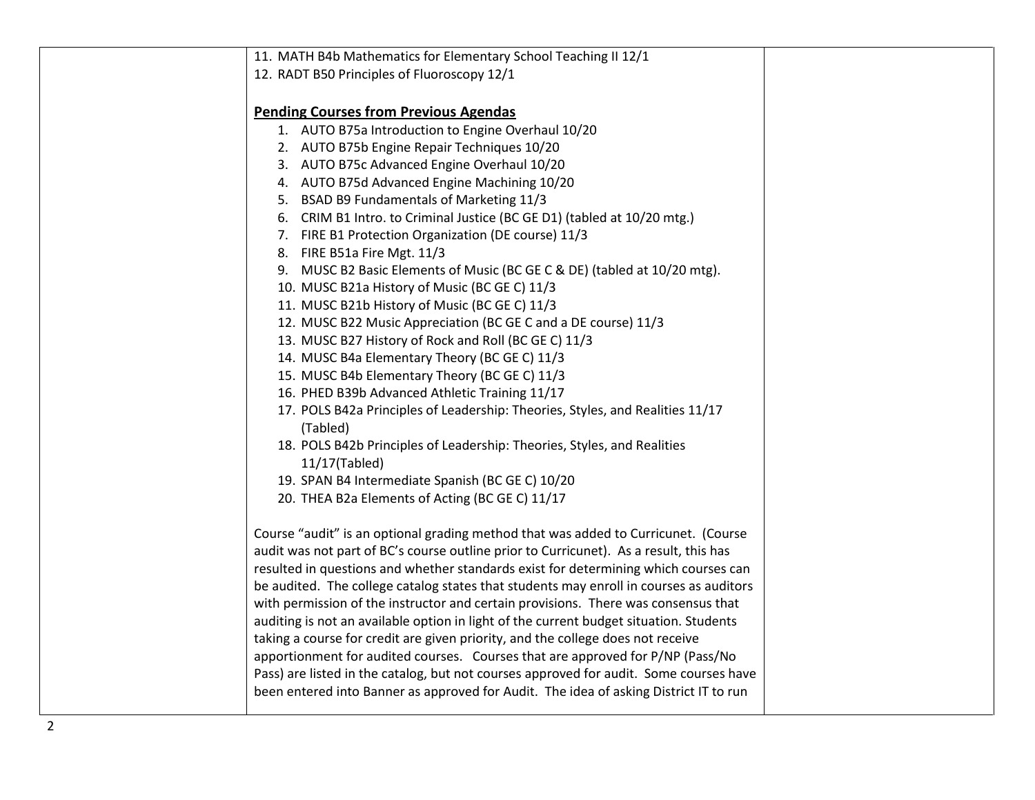| | | |
|---|---|---|
| | 11. MATH B4b Mathematics for Elementary School Teaching II 12/1<br>12. RADT B50 Principles of Fluoroscopy 12/1<br><br>**Pending Courses from Previous Agendas**<br>1. AUTO B75a Introduction to Engine Overhaul 10/20<br>2. AUTO B75b Engine Repair Techniques 10/20<br>3. AUTO B75c Advanced Engine Overhaul 10/20<br>4. AUTO B75d Advanced Engine Machining 10/20<br>5. BSAD B9 Fundamentals of Marketing 11/3<br>6. CRIM B1 Intro. to Criminal Justice (BC GE D1) (tabled at 10/20 mtg.)<br>7. FIRE B1 Protection Organization (DE course) 11/3<br>8. FIRE B51a Fire Mgt. 11/3<br>9. MUSC B2 Basic Elements of Music (BC GE C & DE) (tabled at 10/20 mtg).<br>10. MUSC B21a History of Music (BC GE C) 11/3<br>11. MUSC B21b History of Music (BC GE C) 11/3<br>12. MUSC B22 Music Appreciation (BC GE C and a DE course) 11/3<br>13. MUSC B27 History of Rock and Roll (BC GE C) 11/3<br>14. MUSC B4a Elementary Theory (BC GE C) 11/3<br>15. MUSC B4b Elementary Theory (BC GE C) 11/3<br>16. PHED B39b Advanced Athletic Training 11/17<br>17. POLS B42a Principles of Leadership: Theories, Styles, and Realities 11/17 (Tabled)<br>18. POLS B42b Principles of Leadership: Theories, Styles, and Realities 11/17(Tabled)<br>19. SPAN B4 Intermediate Spanish (BC GE C) 10/20<br>20. THEA B2a Elements of Acting (BC GE C) 11/17<br><br>Course "audit" is an optional grading method that was added to Curricunet. (Course audit was not part of BC's course outline prior to Curricunet). As a result, this has resulted in questions and whether standards exist for determining which courses can be audited. The college catalog states that students may enroll in courses as auditors with permission of the instructor and certain provisions. There was consensus that auditing is not an available option in light of the current budget situation. Students taking a course for credit are given priority, and the college does not receive apportionment for audited courses. Courses that are approved for P/NP (Pass/No Pass) are listed in the catalog, but not courses approved for audit. Some courses have been entered into Banner as approved for Audit. The idea of asking District IT to run | |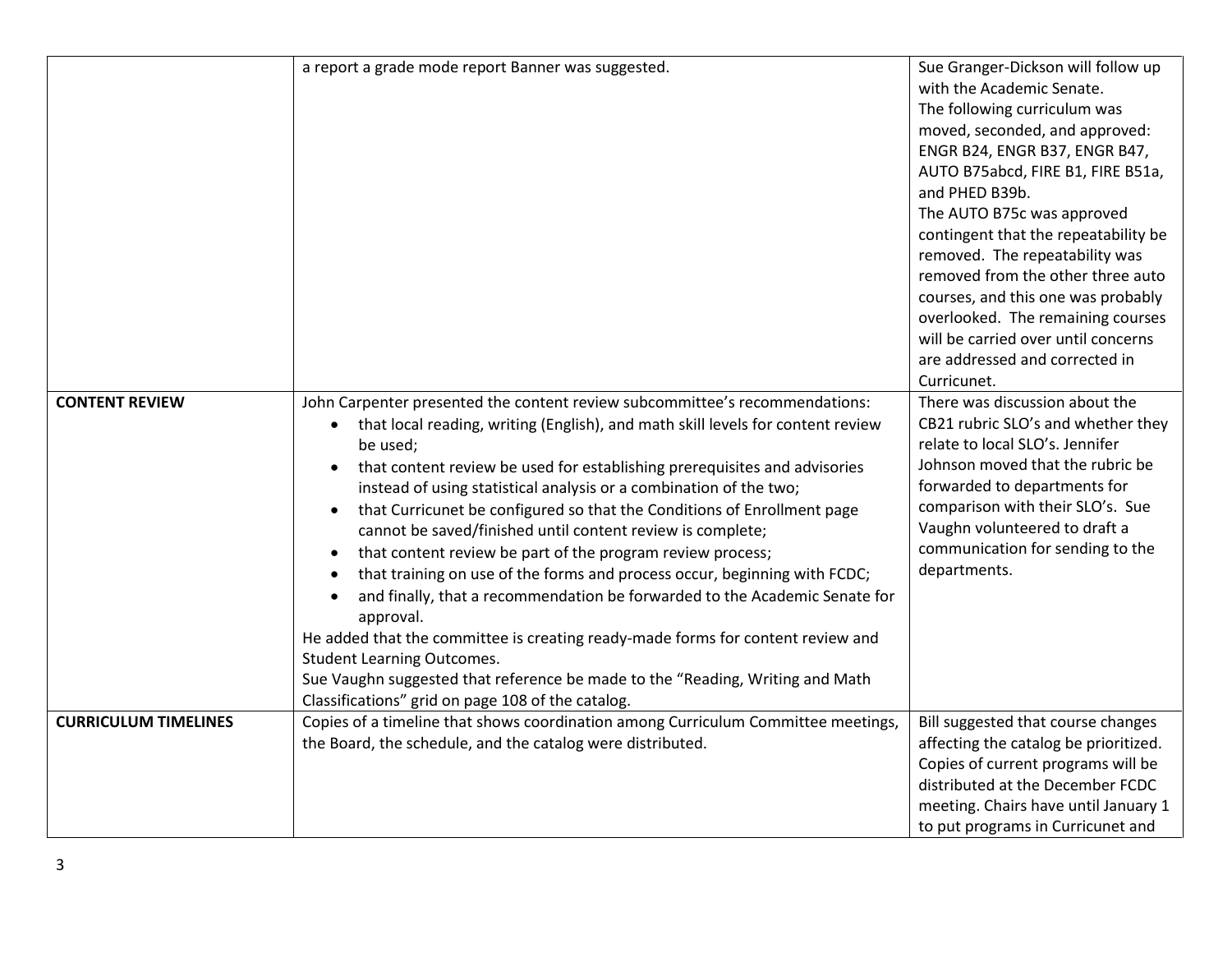| | | |
|---|---|---|
| | a report a grade mode report Banner was suggested. | Sue Granger-Dickson will follow up with the Academic Senate.<br>The following curriculum was moved, seconded, and approved: ENGR B24, ENGR B37, ENGR B47, AUTO B75abcd, FIRE B1, FIRE B51a, and PHED B39b.<br>The AUTO B75c was approved contingent that the repeatability be removed. The repeatability was removed from the other three auto courses, and this one was probably overlooked. The remaining courses will be carried over until concerns are addressed and corrected in Curricunet. |
| **CONTENT REVIEW** | John Carpenter presented the content review subcommittee's recommendations:<br>• that local reading, writing (English), and math skill levels for content review be used;<br>• that content review be used for establishing prerequisites and advisories instead of using statistical analysis or a combination of the two;<br>• that Curricunet be configured so that the Conditions of Enrollment page cannot be saved/finished until content review is complete;<br>• that content review be part of the program review process;<br>• that training on use of the forms and process occur, beginning with FCDC;<br>• and finally, that a recommendation be forwarded to the Academic Senate for approval.<br>He added that the committee is creating ready-made forms for content review and Student Learning Outcomes.<br>Sue Vaughn suggested that reference be made to the "Reading, Writing and Math Classifications" grid on page 108 of the catalog. | There was discussion about the CB21 rubric SLO's and whether they relate to local SLO's. Jennifer Johnson moved that the rubric be forwarded to departments for comparison with their SLO's. Sue Vaughn volunteered to draft a communication for sending to the departments. |
| **CURRICULUM TIMELINES** | Copies of a timeline that shows coordination among Curriculum Committee meetings, the Board, the schedule, and the catalog were distributed. | Bill suggested that course changes affecting the catalog be prioritized. Copies of current programs will be distributed at the December FCDC meeting. Chairs have until January 1 to put programs in Curricunet and |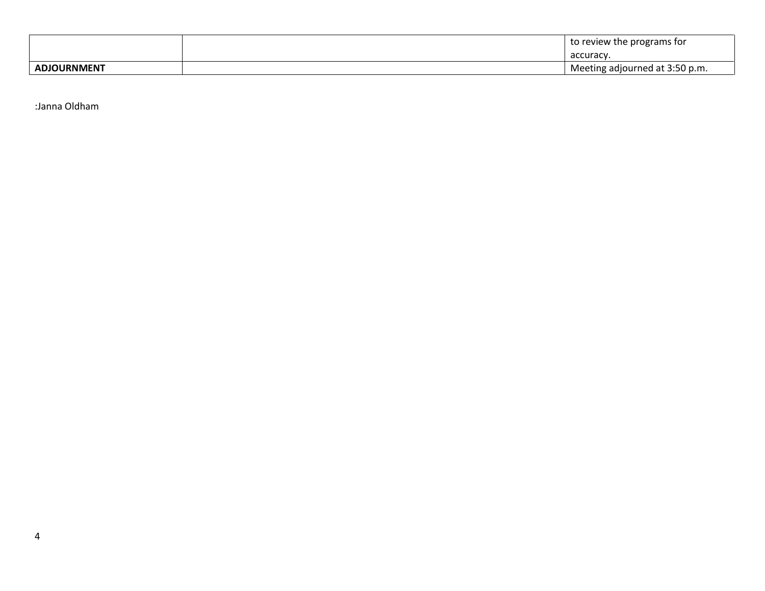| | | |
|---|---|---|
| | | to review the programs for accuracy. |
| **ADJOURNMENT** | | Meeting adjourned at 3:50 p.m. |

:Janna Oldham